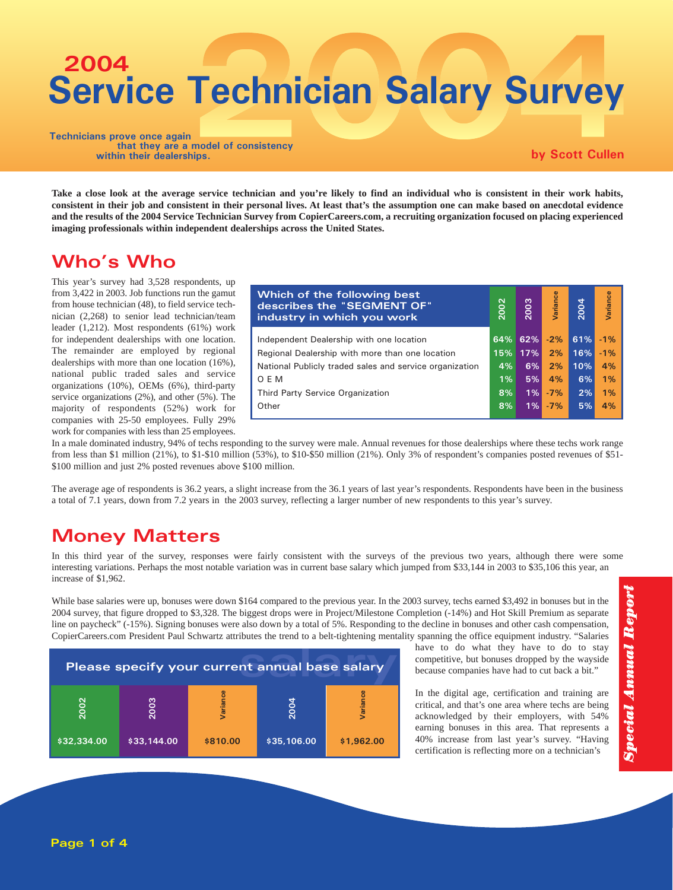# 2004 Service Technician Salary Survey

**Technicians prove once again that they are a model of consistency within their dealerships.**

**by Scott Cullen**

**Take a close look at the average service technician and you're likely to find an individual who is consistent in their work habits, consistent in their job and consistent in their personal lives. At least that's the assumption one can make based on anecdotal evidence and the results of the 2004 Service Technician Survey from CopierCareers.com, a recruiting organization focused on placing experienced imaging professionals within independent dealerships across the United States.**

## Who's Who

This year's survey had 3,528 respondents, up from 3,422 in 2003. Job functions run the gamut from house technician (48), to field service technician (2,268) to senior lead technician/team leader (1,212). Most respondents (61%) work for independent dealerships with one location. The remainder are employed by regional dealerships with more than one location (16%), national public traded sales and service organizations (10%), OEMs (6%), third-party service organizations (2%), and other (5%). The majority of respondents (52%) work for companies with 25-50 employees. Fully 29% work for companies with less than 25 employees.

| Which of the following best describes the "SEGMENT OF" industry in which you work | 2002 | 2003 | Variance | 2004 | Variance |
|---|---|---|---|---|---|
| Independent Dealership with one location | 64% | 62% | -2% | 61% | -1% |
| Regional Dealership with more than one location | 15% | 17% | 2% | 16% | -1% |
| National Publicly traded sales and service organization | 4% | 6% | 2% | 10% | 4% |
| O E M | 1% | 5% | 4% | 6% | 1% |
| Third Party Service Organization | 8% | 1% | -7% | 2% | 1% |
| Other | 8% | 1% | -7% | 5% | 4% |

In a male dominated industry, 94% of techs responding to the survey were male. Annual revenues for those dealerships where these techs work range from less than $1 million (21%), to $1-$10 million (53%), to $10-$50 million (21%). Only 3% of respondent's companies posted revenues of $51-$100 million and just 2% posted revenues above $100 million.

The average age of respondents is 36.2 years, a slight increase from the 36.1 years of last year's respondents. Respondents have been in the business a total of 7.1 years, down from 7.2 years in the 2003 survey, reflecting a larger number of new respondents to this year's survey.

## Money Matters

In this third year of the survey, responses were fairly consistent with the surveys of the previous two years, although there were some interesting variations. Perhaps the most notable variation was in current base salary which jumped from $33,144 in 2003 to $35,106 this year, an increase of $1,962.

While base salaries were up, bonuses were down $164 compared to the previous year. In the 2003 survey, techs earned $3,492 in bonuses but in the 2004 survey, that figure dropped to $3,328. The biggest drops were in Project/Milestone Completion (-14%) and Hot Skill Premium as separate line on paycheck" (-15%). Signing bonuses were also down by a total of 5%. Responding to the decline in bonuses and other cash compensation, CopierCareers.com President Paul Schwartz attributes the trend to a belt-tightening mentality spanning the office equipment industry. "Salaries have to do what they have to do to stay competitive, but bonuses dropped by the wayside because companies have had to cut back a bit."

| Please specify your current annual base salary | | | | |
|---|---|---|---|---|
| 2002 | 2003 | Variance | 2004 | Variance |
| $32,334.00 | $33,144.00 | $810.00 | $35,106.00 | $1,962.00 |

In the digital age, certification and training are critical, and that's one area where techs are being acknowledged by their employers, with 54% earning bonuses in this area. That represents a 40% increase from last year's survey. "Having certification is reflecting more on a technician's

*Special Annual Report*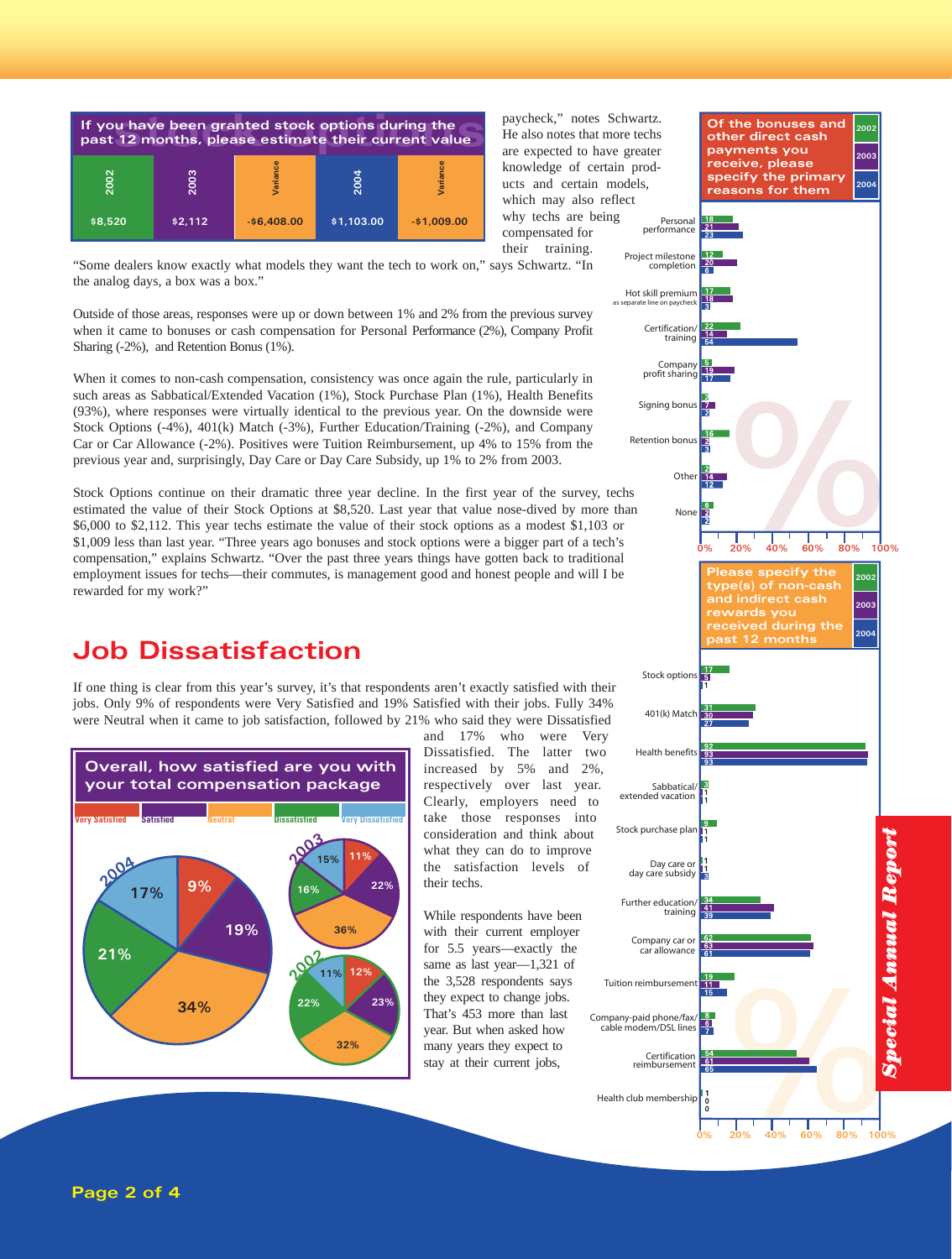| If you have been granted stock options during the past 12 months, please estimate their current value | | | | |
|---|---|---|---|---|
| 2002 | 2003 | Variance | 2004 | Variance |
| $8,520 | $2,112 | -$6,408.00 | $1,103.00 | -$1,009.00 |

paycheck," notes Schwartz. He also notes that more techs are expected to have greater knowledge of certain products and certain models, which may also reflect why techs are being compensated for their training. "Some dealers know exactly what models they want the tech to work on," says Schwartz. "In the analog days, a box was a box."

Outside of those areas, responses were up or down between 1% and 2% from the previous survey when it came to bonuses or cash compensation for Personal Performance (2%), Company Profit Sharing (-2%), and Retention Bonus (1%).

When it comes to non-cash compensation, consistency was once again the rule, particularly in such areas as Sabbatical/Extended Vacation (1%), Stock Purchase Plan (1%), Health Benefits (93%), where responses were virtually identical to the previous year. On the downside were Stock Options (-4%), 401(k) Match (-3%), Further Education/Training (-2%), and Company Car or Car Allowance (-2%). Positives were Tuition Reimbursement, up 4% to 15% from the previous year and, surprisingly, Day Care or Day Care Subsidy, up 1% to 2% from 2003.

Stock Options continue on their dramatic three year decline. In the first year of the survey, techs estimated the value of their Stock Options at $8,520. Last year that value nose-dived by more than $6,000 to $2,112. This year techs estimate the value of their stock options as a modest $1,103 or $1,009 less than last year. "Three years ago bonuses and stock options were a bigger part of a tech's compensation," explains Schwartz. "Over the past three years things have gotten back to traditional employment issues for techs—their commutes, is management good and honest people and will I be rewarded for my work?"

## Job Dissatisfaction

If one thing is clear from this year's survey, it's that respondents aren't exactly satisfied with their jobs. Only 9% of respondents were Very Satisfied and 19% Satisfied with their jobs. Fully 34% were Neutral when it came to job satisfaction, followed by 21% who said they were Dissatisfied and 17% who were Very Dissatisfied. The latter two increased by 5% and 2%, respectively over last year. Clearly, employers need to take those responses into consideration and think about what they can do to improve the satisfaction levels of their techs.

While respondents have been with their current employer for 5.5 years—exactly the same as last year—1,321 of the 3,528 respondents says they expect to change jobs. That's 453 more than last year. But when asked how many years they expect to stay at their current jobs,

**Overall, how satisfied are you with your total compensation package**

| | Very Satisfied | Satisfied | Neutral | Dissatisfied | Very Dissatisfied |
|---|---|---|---|---|---|
| 2004 | 9% | 19% | 34% | 21% | 17% |
| 2003 | 11% | 22% | 36% | 16% | 15% |
| 2002 | 12% | 23% | 32% | 22% | 11% |

**Of the bonuses and other direct cash payments you receive, please specify the primary reasons for them**

| | 2002 | 2003 | 2004 |
|---|---|---|---|
| Personal performance | 18 | 21 | 23 |
| Project milestone completion | 12 | 20 | 6 |
| Hot skill premium (as separate line on paycheck) | 17 | 18 | 3 |
| Certification/training | 22 | 14 | 54 |
| Company profit sharing | 5 | 19 | 17 |
| Signing bonus | 2 | 7 | 2 |
| Retention bonus | 16 | 2 | 3 |
| Other | 2 | 14 | 12 |
| None | 6 | 2 | 2 |

**Please specify the type(s) of non-cash and indirect cash rewards you received during the past 12 months**

| | 2002 | 2003 | 2004 |
|---|---|---|---|
| Stock options | 17 | 5 | 1 |
| 401(k) Match | 31 | 30 | 27 |
| Health benefits | 92 | 93 | 93 |
| Sabbatical/extended vacation | 3 | 1 | 1 |
| Stock purchase plan | 9 | 1 | 1 |
| Day care or day care subsidy | 1 | 1 | 3 |
| Further education/training | 34 | 41 | 39 |
| Company car or car allowance | 62 | 63 | 61 |
| Tuition reimbursement | 19 | 11 | 15 |
| Company-paid phone/fax/cable modem/DSL lines | 8 | 6 | 7 |
| Certification reimbursement | 54 | 61 | 65 |
| Health club membership | 1 | 0 | 0 |

*Special Annual Report*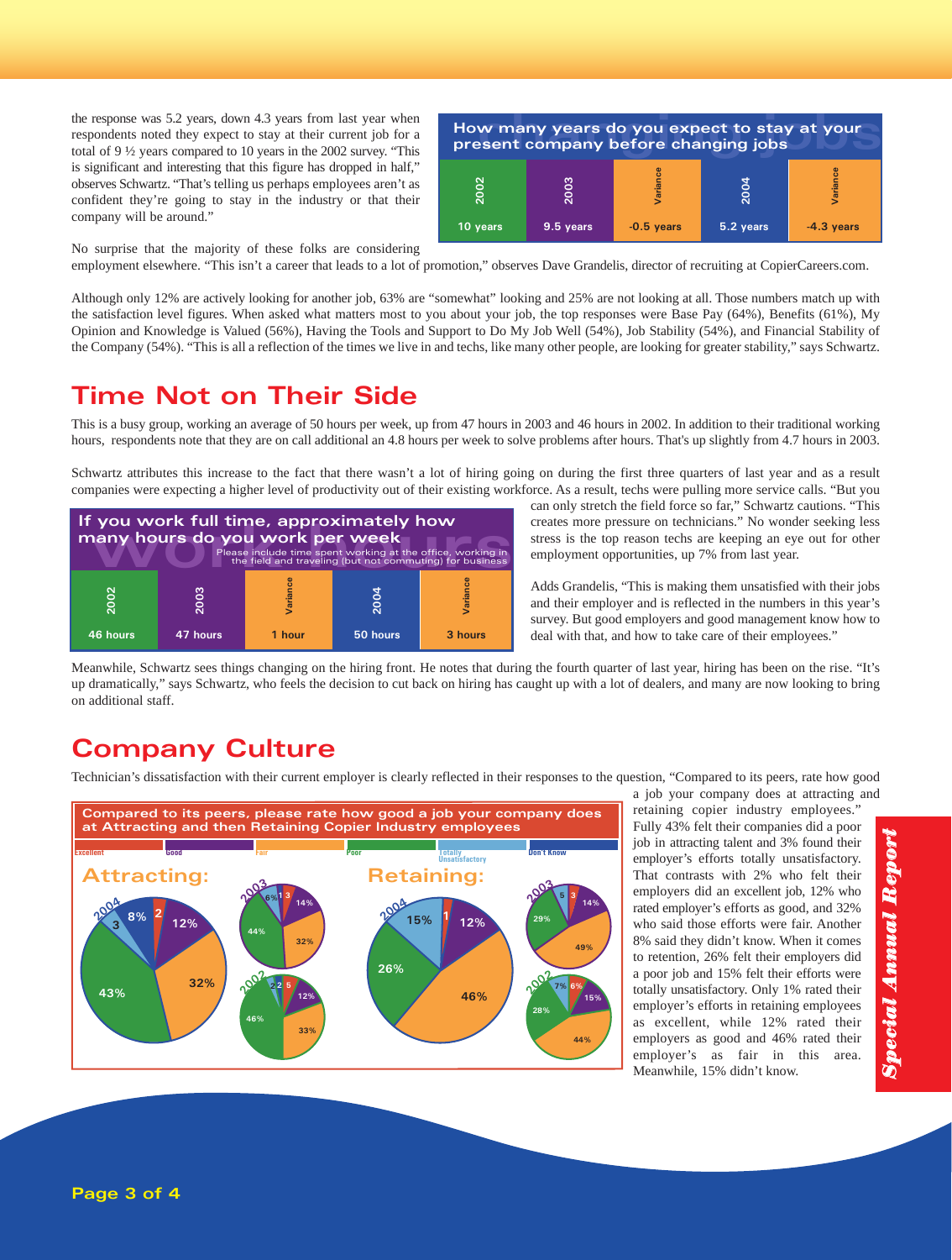the response was 5.2 years, down 4.3 years from last year when respondents noted they expect to stay at their current job for a total of 9 ½ years compared to 10 years in the 2002 survey. "This is significant and interesting that this figure has dropped in half," observes Schwartz. "That's telling us perhaps employees aren't as confident they're going to stay in the industry or that their company will be around."

**How many years do you expect to stay at your present company before changing jobs**

| 2002 | 2003 | Variance | 2004 | Variance |
|---|---|---|---|---|
| 10 years | 9.5 years | -0.5 years | 5.2 years | -4.3 years |

No surprise that the majority of these folks are considering employment elsewhere. "This isn't a career that leads to a lot of promotion," observes Dave Grandelis, director of recruiting at CopierCareers.com.

Although only 12% are actively looking for another job, 63% are "somewhat" looking and 25% are not looking at all. Those numbers match up with the satisfaction level figures. When asked what matters most to you about your job, the top responses were Base Pay (64%), Benefits (61%), My Opinion and Knowledge is Valued (56%), Having the Tools and Support to Do My Job Well (54%), Job Stability (54%), and Financial Stability of the Company (54%). "This is all a reflection of the times we live in and techs, like many other people, are looking for greater stability," says Schwartz.

## Time Not on Their Side

This is a busy group, working an average of 50 hours per week, up from 47 hours in 2003 and 46 hours in 2002. In addition to their traditional working hours, respondents note that they are on call additional an 4.8 hours per week to solve problems after hours. That's up slightly from 4.7 hours in 2003.

Schwartz attributes this increase to the fact that there wasn't a lot of hiring going on during the first three quarters of last year and as a result companies were expecting a higher level of productivity out of their existing workforce. As a result, techs were pulling more service calls. "But you can only stretch the field force so far," Schwartz cautions. "This creates more pressure on technicians." No wonder seeking less stress is the top reason techs are keeping an eye out for other employment opportunities, up 7% from last year.

**If you work full time, approximately how many hours do you work per week**

Please include time spent working at the office, working in the field and traveling (but not commuting) for business

| 2002 | 2003 | Variance | 2004 | Variance |
|---|---|---|---|---|
| 46 hours | 47 hours | 1 hour | 50 hours | 3 hours |

Adds Grandelis, "This is making them unsatisfied with their jobs and their employer and is reflected in the numbers in this year's survey. But good employers and good management know how to deal with that, and how to take care of their employees."

Meanwhile, Schwartz sees things changing on the hiring front. He notes that during the fourth quarter of last year, hiring has been on the rise. "It's up dramatically," says Schwartz, who feels the decision to cut back on hiring has caught up with a lot of dealers, and many are now looking to bring on additional staff.

## Company Culture

Technician's dissatisfaction with their current employer is clearly reflected in their responses to the question, "Compared to its peers, rate how good a job your company does at attracting and retaining copier industry employees." Fully 43% felt their companies did a poor job in attracting talent and 3% found their employer's efforts totally unsatisfactory. That contrasts with 2% who felt their employers did an excellent job, 12% who rated employer's efforts as good, and 32% who said those efforts were fair. Another 8% said they didn't know. When it comes to retention, 26% felt their employers did a poor job and 15% felt their efforts were totally unsatisfactory. Only 1% rated their employer's efforts in retaining employees as excellent, while 12% rated their employers as good and 46% rated their employer's as fair in this area. Meanwhile, 15% didn't know.

**Compared to its peers, please rate how good a job your company does at Attracting and then Retaining Copier Industry employees**

Excellent | Good | Fair | Poor | Totally Unsatisfactory | Don't Know

**Attracting:**

| Year | Excellent | Good | Fair | Poor | Totally Unsatisfactory | Don't Know |
|---|---|---|---|---|---|---|
| 2004 | 2 | 12% | 32% | 43% | 3 | 8% |
| 2003 | 3 | 14% | 32% | 44% | 6% | 1 |
| 2002 | 5 | 12% | 33% | 46% | 2 | 2 |

**Retaining:**

| Year | Excellent | Good | Fair | Poor | Totally Unsatisfactory | Don't Know |
|---|---|---|---|---|---|---|
| 2004 | 1 | 12% | 46% | 26% | 15% | |
| 2003 | 3 | 14% | 49% | 29% | 5 | |
| 2002 | 6% | 15% | 44% | 28% | 7% | |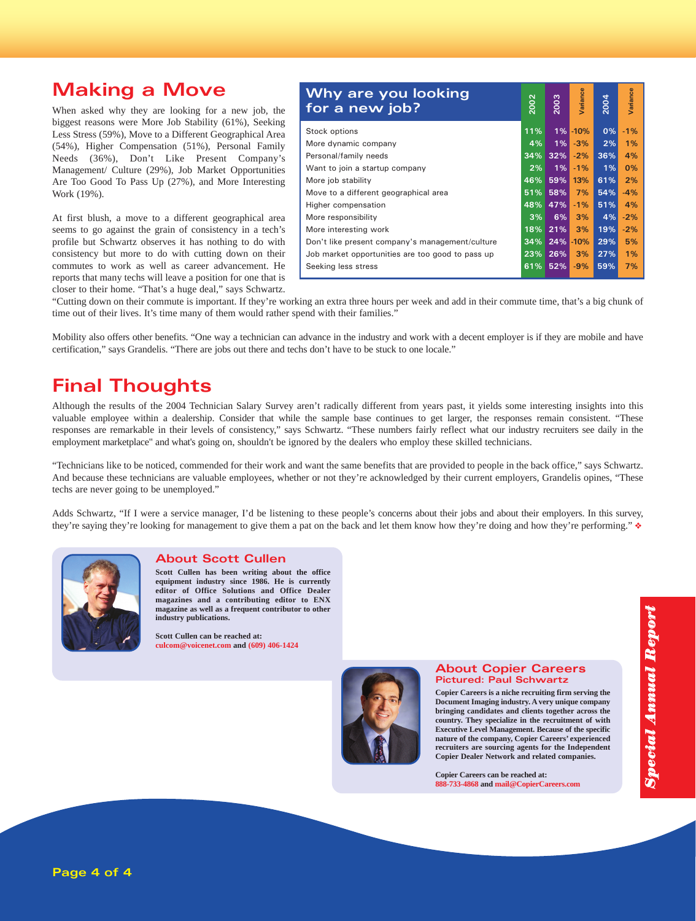## Making a Move

When asked why they are looking for a new job, the biggest reasons were More Job Stability (61%), Seeking Less Stress (59%), Move to a Different Geographical Area (54%), Higher Compensation (51%), Personal Family Needs (36%), Don't Like Present Company's Management/ Culture (29%), Job Market Opportunities Are Too Good To Pass Up (27%), and More Interesting Work (19%).

| Why are you looking for a new job? | 2002 | 2003 | Variance | 2004 | Variance |
|---|---|---|---|---|---|
| Stock options | 11% | 1% | -10% | 0% | -1% |
| More dynamic company | 4% | 1% | -3% | 2% | 1% |
| Personal/family needs | 34% | 32% | -2% | 36% | 4% |
| Want to join a startup company | 2% | 1% | -1% | 1% | 0% |
| More job stability | 46% | 59% | 13% | 61% | 2% |
| Move to a different geographical area | 51% | 58% | 7% | 54% | -4% |
| Higher compensation | 48% | 47% | -1% | 51% | 4% |
| More responsibility | 3% | 6% | 3% | 4% | -2% |
| More interesting work | 18% | 21% | 3% | 19% | -2% |
| Don't like present company's management/culture | 34% | 24% | -10% | 29% | 5% |
| Job market opportunities are too good to pass up | 23% | 26% | 3% | 27% | 1% |
| Seeking less stress | 61% | 52% | -9% | 59% | 7% |

At first blush, a move to a different geographical area seems to go against the grain of consistency in a tech's profile but Schwartz observes it has nothing to do with consistency but more to do with cutting down on their commutes to work as well as career advancement. He reports that many techs will leave a position for one that is closer to their home. "That's a huge deal," says Schwartz. "Cutting down on their commute is important. If they're working an extra three hours per week and add in their commute time, that's a big chunk of time out of their lives. It's time many of them would rather spend with their families."

Mobility also offers other benefits. "One way a technician can advance in the industry and work with a decent employer is if they are mobile and have certification," says Grandelis. "There are jobs out there and techs don't have to be stuck to one locale."

## Final Thoughts

Although the results of the 2004 Technician Salary Survey aren't radically different from years past, it yields some interesting insights into this valuable employee within a dealership. Consider that while the sample base continues to get larger, the responses remain consistent. "These responses are remarkable in their levels of consistency," says Schwartz. "These numbers fairly reflect what our industry recruiters see daily in the employment marketplace" and what's going on, shouldn't be ignored by the dealers who employ these skilled technicians.

"Technicians like to be noticed, commended for their work and want the same benefits that are provided to people in the back office," says Schwartz. And because these technicians are valuable employees, whether or not they're acknowledged by their current employers, Grandelis opines, "These techs are never going to be unemployed."

Adds Schwartz, "If I were a service manager, I'd be listening to these people's concerns about their jobs and about their employers. In this survey, they're saying they're looking for management to give them a pat on the back and let them know how they're doing and how they're performing." ❖

### About Scott Cullen

**Scott Cullen has been writing about the office equipment industry since 1986. He is currently editor of Office Solutions and Office Dealer magazines and a contributing editor to ENX magazine as well as a frequent contributor to other industry publications.**

**Scott Cullen can be reached at: culcom@voicenet.com and (609) 406-1424**

### About Copier Careers

**Pictured: Paul Schwartz**

**Copier Careers is a niche recruiting firm serving the Document Imaging industry. A very unique company bringing candidates and clients together across the country. They specialize in the recruitment of with Executive Level Management. Because of the specific nature of the company, Copier Careers' experienced recruiters are sourcing agents for the Independent Copier Dealer Network and related companies.**

**Copier Careers can be reached at: 888-733-4868 and mail@CopierCareers.com**

*Special Annual Report*